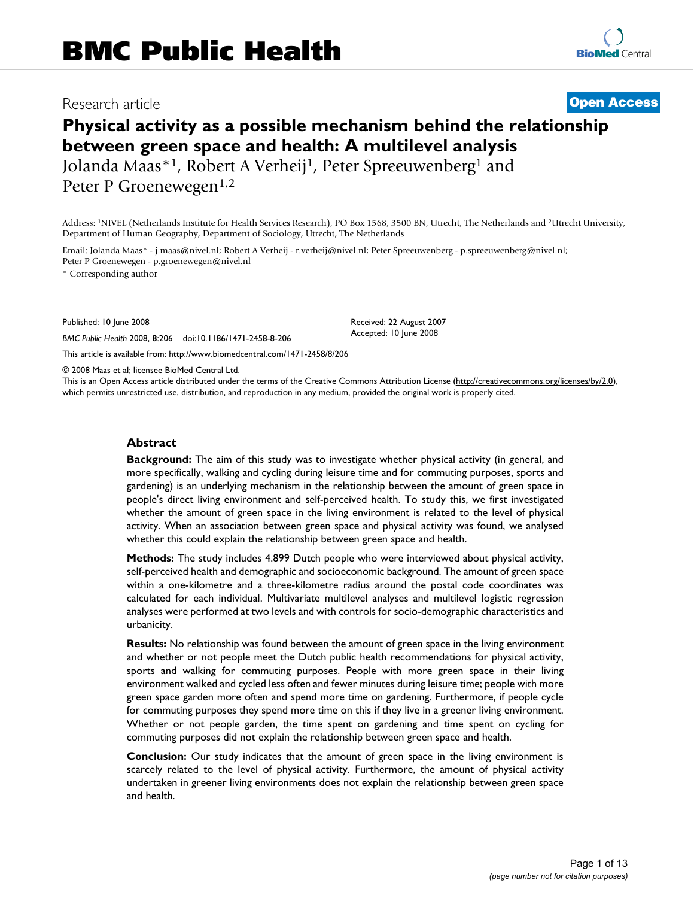# BMC Public Health

Research article

**Open Access**

# Physical activity as a possible mechanism behind the relationship between green space and health: A multilevel analysis

Jolanda Maas*[1], Robert A Verheij[1], Peter Spreeuwenberg[1] and Peter P Groenewegen[1,2]

Address: [1]NIVEL (Netherlands Institute for Health Services Research), PO Box 1568, 3500 BN, Utrecht, The Netherlands and [2]Utrecht University, Department of Human Geography, Department of Sociology, Utrecht, The Netherlands

Email: Jolanda Maas* - j.maas@nivel.nl; Robert A Verheij - r.verheij@nivel.nl; Peter Spreeuwenberg - p.spreeuwenberg@nivel.nl; Peter P Groenewegen - p.groenewegen@nivel.nl

\* Corresponding author

Published: 10 June 2008

*BMC Public Health* 2008, **8**:206 doi:10.1186/1471-2458-8-206

Received: 22 August 2007
Accepted: 10 June 2008

This article is available from: http://www.biomedcentral.com/1471-2458/8/206

© 2008 Maas et al; licensee BioMed Central Ltd.

This is an Open Access article distributed under the terms of the Creative Commons Attribution License (http://creativecommons.org/licenses/by/2.0), which permits unrestricted use, distribution, and reproduction in any medium, provided the original work is properly cited.

## Abstract

**Background:** The aim of this study was to investigate whether physical activity (in general, and more specifically, walking and cycling during leisure time and for commuting purposes, sports and gardening) is an underlying mechanism in the relationship between the amount of green space in people's direct living environment and self-perceived health. To study this, we first investigated whether the amount of green space in the living environment is related to the level of physical activity. When an association between green space and physical activity was found, we analysed whether this could explain the relationship between green space and health.

**Methods:** The study includes 4.899 Dutch people who were interviewed about physical activity, self-perceived health and demographic and socioeconomic background. The amount of green space within a one-kilometre and a three-kilometre radius around the postal code coordinates was calculated for each individual. Multivariate multilevel analyses and multilevel logistic regression analyses were performed at two levels and with controls for socio-demographic characteristics and urbanicity.

**Results:** No relationship was found between the amount of green space in the living environment and whether or not people meet the Dutch public health recommendations for physical activity, sports and walking for commuting purposes. People with more green space in their living environment walked and cycled less often and fewer minutes during leisure time; people with more green space garden more often and spend more time on gardening. Furthermore, if people cycle for commuting purposes they spend more time on this if they live in a greener living environment. Whether or not people garden, the time spent on gardening and time spent on cycling for commuting purposes did not explain the relationship between green space and health.

**Conclusion:** Our study indicates that the amount of green space in the living environment is scarcely related to the level of physical activity. Furthermore, the amount of physical activity undertaken in greener living environments does not explain the relationship between green space and health.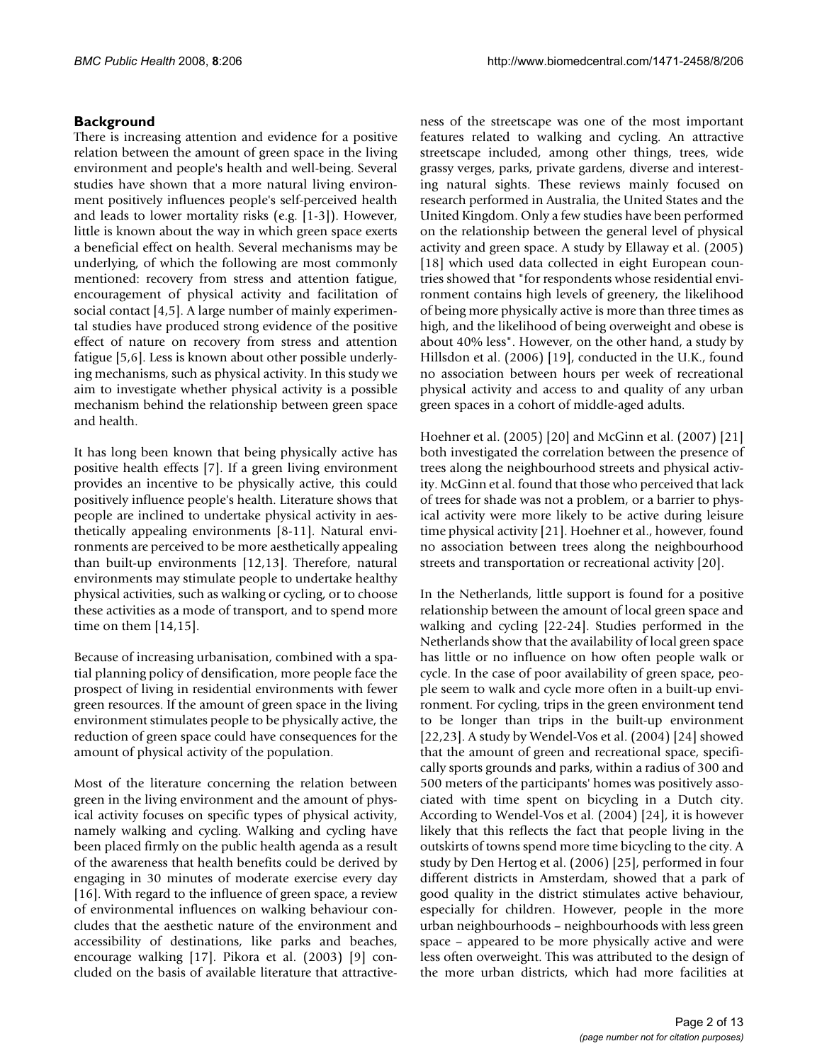## Background

There is increasing attention and evidence for a positive relation between the amount of green space in the living environment and people's health and well-being. Several studies have shown that a more natural living environment positively influences people's self-perceived health and leads to lower mortality risks (e.g. [1-3]). However, little is known about the way in which green space exerts a beneficial effect on health. Several mechanisms may be underlying, of which the following are most commonly mentioned: recovery from stress and attention fatigue, encouragement of physical activity and facilitation of social contact [4,5]. A large number of mainly experimental studies have produced strong evidence of the positive effect of nature on recovery from stress and attention fatigue [5,6]. Less is known about other possible underlying mechanisms, such as physical activity. In this study we aim to investigate whether physical activity is a possible mechanism behind the relationship between green space and health.

It has long been known that being physically active has positive health effects [7]. If a green living environment provides an incentive to be physically active, this could positively influence people's health. Literature shows that people are inclined to undertake physical activity in aesthetically appealing environments [8-11]. Natural environments are perceived to be more aesthetically appealing than built-up environments [12,13]. Therefore, natural environments may stimulate people to undertake healthy physical activities, such as walking or cycling, or to choose these activities as a mode of transport, and to spend more time on them [14,15].

Because of increasing urbanisation, combined with a spatial planning policy of densification, more people face the prospect of living in residential environments with fewer green resources. If the amount of green space in the living environment stimulates people to be physically active, the reduction of green space could have consequences for the amount of physical activity of the population.

Most of the literature concerning the relation between green in the living environment and the amount of physical activity focuses on specific types of physical activity, namely walking and cycling. Walking and cycling have been placed firmly on the public health agenda as a result of the awareness that health benefits could be derived by engaging in 30 minutes of moderate exercise every day [16]. With regard to the influence of green space, a review of environmental influences on walking behaviour concludes that the aesthetic nature of the environment and accessibility of destinations, like parks and beaches, encourage walking [17]. Pikora et al. (2003) [9] concluded on the basis of available literature that attractiveness of the streetscape was one of the most important features related to walking and cycling. An attractive streetscape included, among other things, trees, wide grassy verges, parks, private gardens, diverse and interesting natural sights. These reviews mainly focused on research performed in Australia, the United States and the United Kingdom. Only a few studies have been performed on the relationship between the general level of physical activity and green space. A study by Ellaway et al. (2005) [18] which used data collected in eight European countries showed that "for respondents whose residential environment contains high levels of greenery, the likelihood of being more physically active is more than three times as high, and the likelihood of being overweight and obese is about 40% less". However, on the other hand, a study by Hillsdon et al. (2006) [19], conducted in the U.K., found no association between hours per week of recreational physical activity and access to and quality of any urban green spaces in a cohort of middle-aged adults.

Hoehner et al. (2005) [20] and McGinn et al. (2007) [21] both investigated the correlation between the presence of trees along the neighbourhood streets and physical activity. McGinn et al. found that those who perceived that lack of trees for shade was not a problem, or a barrier to physical activity were more likely to be active during leisure time physical activity [21]. Hoehner et al., however, found no association between trees along the neighbourhood streets and transportation or recreational activity [20].

In the Netherlands, little support is found for a positive relationship between the amount of local green space and walking and cycling [22-24]. Studies performed in the Netherlands show that the availability of local green space has little or no influence on how often people walk or cycle. In the case of poor availability of green space, people seem to walk and cycle more often in a built-up environment. For cycling, trips in the green environment tend to be longer than trips in the built-up environment [22,23]. A study by Wendel-Vos et al. (2004) [24] showed that the amount of green and recreational space, specifically sports grounds and parks, within a radius of 300 and 500 meters of the participants' homes was positively associated with time spent on bicycling in a Dutch city. According to Wendel-Vos et al. (2004) [24], it is however likely that this reflects the fact that people living in the outskirts of towns spend more time bicycling to the city. A study by Den Hertog et al. (2006) [25], performed in four different districts in Amsterdam, showed that a park of good quality in the district stimulates active behaviour, especially for children. However, people in the more urban neighbourhoods – neighbourhoods with less green space – appeared to be more physically active and were less often overweight. This was attributed to the design of the more urban districts, which had more facilities at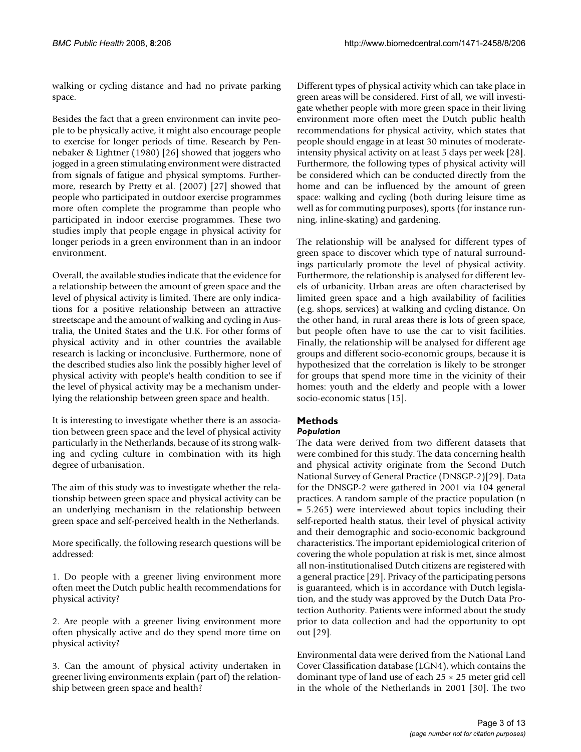walking or cycling distance and had no private parking space.

Besides the fact that a green environment can invite people to be physically active, it might also encourage people to exercise for longer periods of time. Research by Pennebaker & Lightner (1980) [26] showed that joggers who jogged in a green stimulating environment were distracted from signals of fatigue and physical symptoms. Furthermore, research by Pretty et al. (2007) [27] showed that people who participated in outdoor exercise programmes more often complete the programme than people who participated in indoor exercise programmes. These two studies imply that people engage in physical activity for longer periods in a green environment than in an indoor environment.

Overall, the available studies indicate that the evidence for a relationship between the amount of green space and the level of physical activity is limited. There are only indications for a positive relationship between an attractive streetscape and the amount of walking and cycling in Australia, the United States and the U.K. For other forms of physical activity and in other countries the available research is lacking or inconclusive. Furthermore, none of the described studies also link the possibly higher level of physical activity with people's health condition to see if the level of physical activity may be a mechanism underlying the relationship between green space and health.

It is interesting to investigate whether there is an association between green space and the level of physical activity particularly in the Netherlands, because of its strong walking and cycling culture in combination with its high degree of urbanisation.

The aim of this study was to investigate whether the relationship between green space and physical activity can be an underlying mechanism in the relationship between green space and self-perceived health in the Netherlands.

More specifically, the following research questions will be addressed:

1. Do people with a greener living environment more often meet the Dutch public health recommendations for physical activity?

2. Are people with a greener living environment more often physically active and do they spend more time on physical activity?

3. Can the amount of physical activity undertaken in greener living environments explain (part of) the relationship between green space and health?

Different types of physical activity which can take place in green areas will be considered. First of all, we will investigate whether people with more green space in their living environment more often meet the Dutch public health recommendations for physical activity, which states that people should engage in at least 30 minutes of moderate-intensity physical activity on at least 5 days per week [28]. Furthermore, the following types of physical activity will be considered which can be conducted directly from the home and can be influenced by the amount of green space: walking and cycling (both during leisure time as well as for commuting purposes), sports (for instance running, inline-skating) and gardening.

The relationship will be analysed for different types of green space to discover which type of natural surroundings particularly promote the level of physical activity. Furthermore, the relationship is analysed for different levels of urbanicity. Urban areas are often characterised by limited green space and a high availability of facilities (e.g. shops, services) at walking and cycling distance. On the other hand, in rural areas there is lots of green space, but people often have to use the car to visit facilities. Finally, the relationship will be analysed for different age groups and different socio-economic groups, because it is hypothesized that the correlation is likely to be stronger for groups that spend more time in the vicinity of their homes: youth and the elderly and people with a lower socio-economic status [15].

## Methods

### *Population*

The data were derived from two different datasets that were combined for this study. The data concerning health and physical activity originate from the Second Dutch National Survey of General Practice (DNSGP-2)[29]. Data for the DNSGP-2 were gathered in 2001 via 104 general practices. A random sample of the practice population (n = 5.265) were interviewed about topics including their self-reported health status, their level of physical activity and their demographic and socio-economic background characteristics. The important epidemiological criterion of covering the whole population at risk is met, since almost all non-institutionalised Dutch citizens are registered with a general practice [29]. Privacy of the participating persons is guaranteed, which is in accordance with Dutch legislation, and the study was approved by the Dutch Data Protection Authority. Patients were informed about the study prior to data collection and had the opportunity to opt out [29].

Environmental data were derived from the National Land Cover Classification database (LGN4), which contains the dominant type of land use of each 25 × 25 meter grid cell in the whole of the Netherlands in 2001 [30]. The two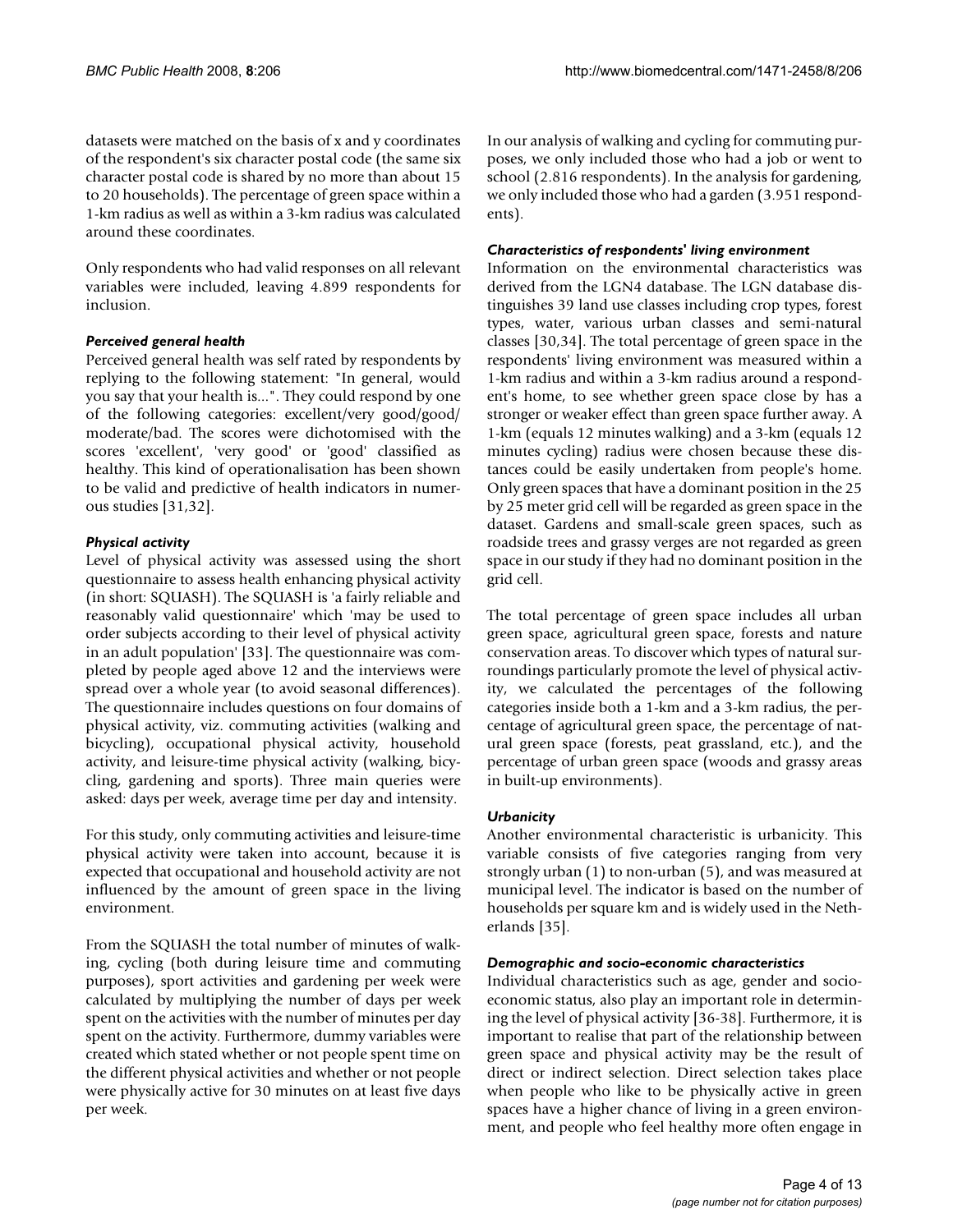datasets were matched on the basis of x and y coordinates of the respondent's six character postal code (the same six character postal code is shared by no more than about 15 to 20 households). The percentage of green space within a 1-km radius as well as within a 3-km radius was calculated around these coordinates.

Only respondents who had valid responses on all relevant variables were included, leaving 4.899 respondents for inclusion.

### *Perceived general health*

Perceived general health was self rated by respondents by replying to the following statement: "In general, would you say that your health is...". They could respond by one of the following categories: excellent/very good/good/moderate/bad. The scores were dichotomised with the scores 'excellent', 'very good' or 'good' classified as healthy. This kind of operationalisation has been shown to be valid and predictive of health indicators in numerous studies [31,32].

### *Physical activity*

Level of physical activity was assessed using the short questionnaire to assess health enhancing physical activity (in short: SQUASH). The SQUASH is 'a fairly reliable and reasonably valid questionnaire' which 'may be used to order subjects according to their level of physical activity in an adult population' [33]. The questionnaire was completed by people aged above 12 and the interviews were spread over a whole year (to avoid seasonal differences). The questionnaire includes questions on four domains of physical activity, viz. commuting activities (walking and bicycling), occupational physical activity, household activity, and leisure-time physical activity (walking, bicycling, gardening and sports). Three main queries were asked: days per week, average time per day and intensity.

For this study, only commuting activities and leisure-time physical activity were taken into account, because it is expected that occupational and household activity are not influenced by the amount of green space in the living environment.

From the SQUASH the total number of minutes of walking, cycling (both during leisure time and commuting purposes), sport activities and gardening per week were calculated by multiplying the number of days per week spent on the activities with the number of minutes per day spent on the activity. Furthermore, dummy variables were created which stated whether or not people spent time on the different physical activities and whether or not people were physically active for 30 minutes on at least five days per week.

In our analysis of walking and cycling for commuting purposes, we only included those who had a job or went to school (2.816 respondents). In the analysis for gardening, we only included those who had a garden (3.951 respondents).

### *Characteristics of respondents' living environment*

Information on the environmental characteristics was derived from the LGN4 database. The LGN database distinguishes 39 land use classes including crop types, forest types, water, various urban classes and semi-natural classes [30,34]. The total percentage of green space in the respondents' living environment was measured within a 1-km radius and within a 3-km radius around a respondent's home, to see whether green space close by has a stronger or weaker effect than green space further away. A 1-km (equals 12 minutes walking) and a 3-km (equals 12 minutes cycling) radius were chosen because these distances could be easily undertaken from people's home. Only green spaces that have a dominant position in the 25 by 25 meter grid cell will be regarded as green space in the dataset. Gardens and small-scale green spaces, such as roadside trees and grassy verges are not regarded as green space in our study if they had no dominant position in the grid cell.

The total percentage of green space includes all urban green space, agricultural green space, forests and nature conservation areas. To discover which types of natural surroundings particularly promote the level of physical activity, we calculated the percentages of the following categories inside both a 1-km and a 3-km radius, the percentage of agricultural green space, the percentage of natural green space (forests, peat grassland, etc.), and the percentage of urban green space (woods and grassy areas in built-up environments).

### *Urbanicity*

Another environmental characteristic is urbanicity. This variable consists of five categories ranging from very strongly urban (1) to non-urban (5), and was measured at municipal level. The indicator is based on the number of households per square km and is widely used in the Netherlands [35].

### *Demographic and socio-economic characteristics*

Individual characteristics such as age, gender and socio-economic status, also play an important role in determining the level of physical activity [36-38]. Furthermore, it is important to realise that part of the relationship between green space and physical activity may be the result of direct or indirect selection. Direct selection takes place when people who like to be physically active in green spaces have a higher chance of living in a green environment, and people who feel healthy more often engage in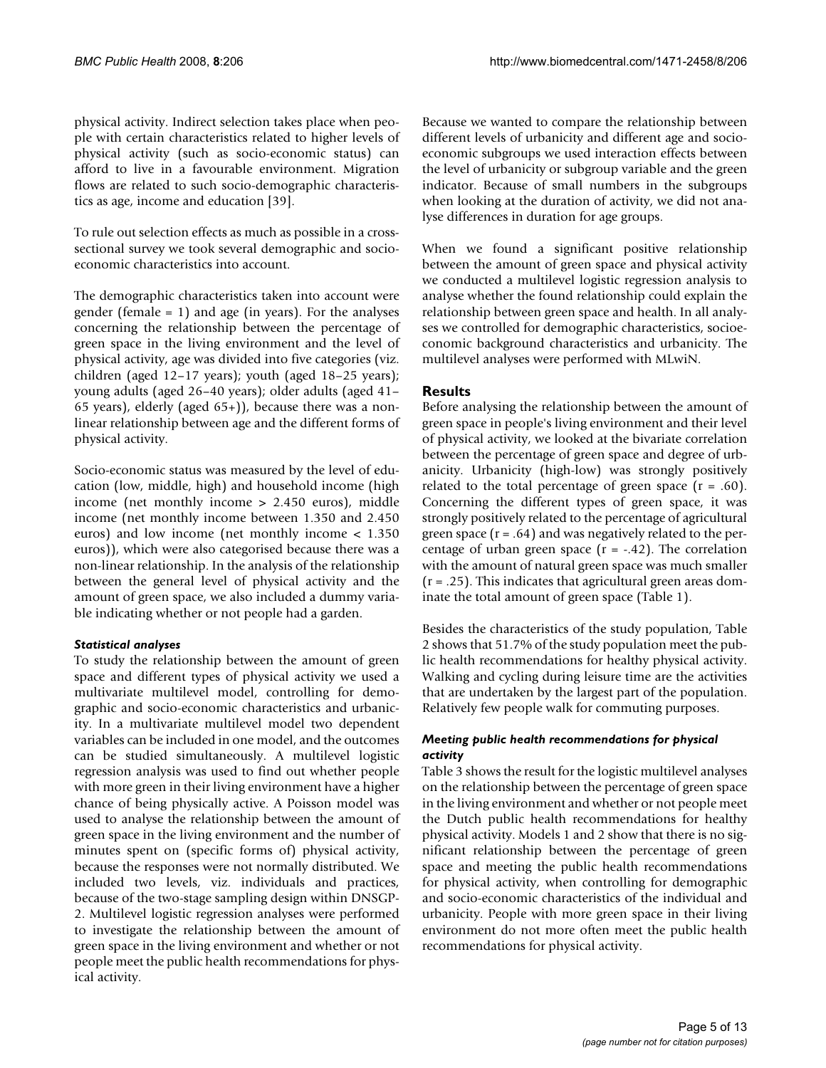physical activity. Indirect selection takes place when people with certain characteristics related to higher levels of physical activity (such as socio-economic status) can afford to live in a favourable environment. Migration flows are related to such socio-demographic characteristics as age, income and education [39].

To rule out selection effects as much as possible in a cross-sectional survey we took several demographic and socio-economic characteristics into account.

The demographic characteristics taken into account were gender (female = 1) and age (in years). For the analyses concerning the relationship between the percentage of green space in the living environment and the level of physical activity, age was divided into five categories (viz. children (aged 12–17 years); youth (aged 18–25 years); young adults (aged 26–40 years); older adults (aged 41–65 years), elderly (aged 65+)), because there was a non-linear relationship between age and the different forms of physical activity.

Socio-economic status was measured by the level of education (low, middle, high) and household income (high income (net monthly income > 2.450 euros), middle income (net monthly income between 1.350 and 2.450 euros) and low income (net monthly income < 1.350 euros)), which were also categorised because there was a non-linear relationship. In the analysis of the relationship between the general level of physical activity and the amount of green space, we also included a dummy variable indicating whether or not people had a garden.

### *Statistical analyses*

To study the relationship between the amount of green space and different types of physical activity we used a multivariate multilevel model, controlling for demographic and socio-economic characteristics and urbanicity. In a multivariate multilevel model two dependent variables can be included in one model, and the outcomes can be studied simultaneously. A multilevel logistic regression analysis was used to find out whether people with more green in their living environment have a higher chance of being physically active. A Poisson model was used to analyse the relationship between the amount of green space in the living environment and the number of minutes spent on (specific forms of) physical activity, because the responses were not normally distributed. We included two levels, viz. individuals and practices, because of the two-stage sampling design within DNSGP-2. Multilevel logistic regression analyses were performed to investigate the relationship between the amount of green space in the living environment and whether or not people meet the public health recommendations for physical activity.

Because we wanted to compare the relationship between different levels of urbanicity and different age and socio-economic subgroups we used interaction effects between the level of urbanicity or subgroup variable and the green indicator. Because of small numbers in the subgroups when looking at the duration of activity, we did not analyse differences in duration for age groups.

When we found a significant positive relationship between the amount of green space and physical activity we conducted a multilevel logistic regression analysis to analyse whether the found relationship could explain the relationship between green space and health. In all analyses we controlled for demographic characteristics, socioeconomic background characteristics and urbanicity. The multilevel analyses were performed with MLwiN.

## Results

Before analysing the relationship between the amount of green space in people's living environment and their level of physical activity, we looked at the bivariate correlation between the percentage of green space and degree of urbanicity. Urbanicity (high-low) was strongly positively related to the total percentage of green space (r = .60). Concerning the different types of green space, it was strongly positively related to the percentage of agricultural green space (r = .64) and was negatively related to the percentage of urban green space (r = -.42). The correlation with the amount of natural green space was much smaller (r = .25). This indicates that agricultural green areas dominate the total amount of green space (Table 1).

Besides the characteristics of the study population, Table 2 shows that 51.7% of the study population meet the public health recommendations for healthy physical activity. Walking and cycling during leisure time are the activities that are undertaken by the largest part of the population. Relatively few people walk for commuting purposes.

### *Meeting public health recommendations for physical activity*

Table 3 shows the result for the logistic multilevel analyses on the relationship between the percentage of green space in the living environment and whether or not people meet the Dutch public health recommendations for healthy physical activity. Models 1 and 2 show that there is no significant relationship between the percentage of green space and meeting the public health recommendations for physical activity, when controlling for demographic and socio-economic characteristics of the individual and urbanicity. People with more green space in their living environment do not more often meet the public health recommendations for physical activity.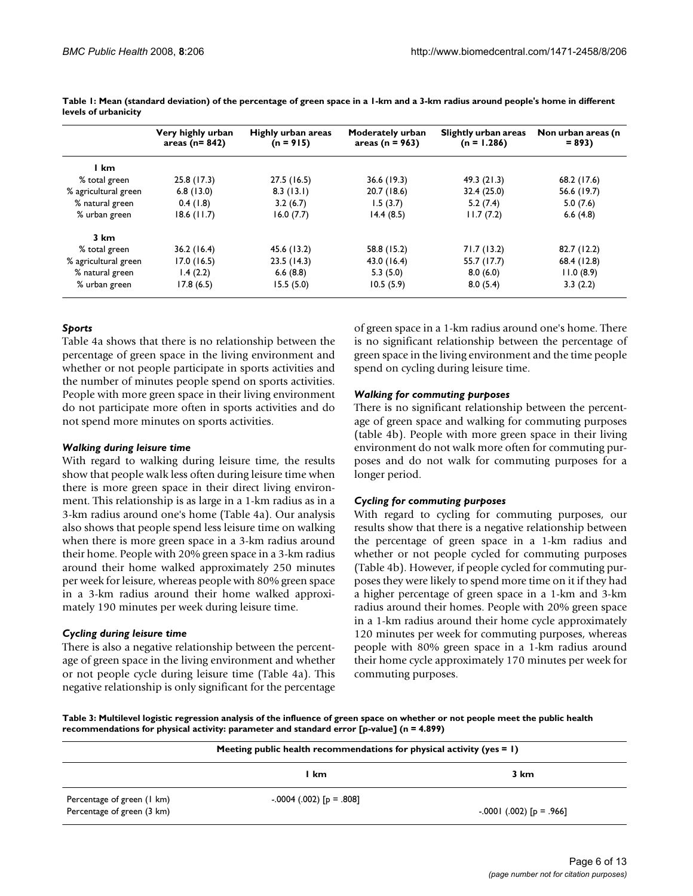**Table 1: Mean (standard deviation) of the percentage of green space in a 1-km and a 3-km radius around people's home in different levels of urbanicity**

| | Very highly urban areas (n= 842) | Highly urban areas (n = 915) | Moderately urban areas (n = 963) | Slightly urban areas (n = 1.286) | Non urban areas (n = 893) |
|---|---|---|---|---|---|
| **1 km** | | | | | |
| % total green | 25.8 (17.3) | 27.5 (16.5) | 36.6 (19.3) | 49.3 (21.3) | 68.2 (17.6) |
| % agricultural green | 6.8 (13.0) | 8.3 (13.1) | 20.7 (18.6) | 32.4 (25.0) | 56.6 (19.7) |
| % natural green | 0.4 (1.8) | 3.2 (6.7) | 1.5 (3.7) | 5.2 (7.4) | 5.0 (7.6) |
| % urban green | 18.6 (11.7) | 16.0 (7.7) | 14.4 (8.5) | 11.7 (7.2) | 6.6 (4.8) |
| **3 km** | | | | | |
| % total green | 36.2 (16.4) | 45.6 (13.2) | 58.8 (15.2) | 71.7 (13.2) | 82.7 (12.2) |
| % agricultural green | 17.0 (16.5) | 23.5 (14.3) | 43.0 (16.4) | 55.7 (17.7) | 68.4 (12.8) |
| % natural green | 1.4 (2.2) | 6.6 (8.8) | 5.3 (5.0) | 8.0 (6.0) | 11.0 (8.9) |
| % urban green | 17.8 (6.5) | 15.5 (5.0) | 10.5 (5.9) | 8.0 (5.4) | 3.3 (2.2) |

### *Sports*

Table 4a shows that there is no relationship between the percentage of green space in the living environment and whether or not people participate in sports activities and the number of minutes people spend on sports activities. People with more green space in their living environment do not participate more often in sports activities and do not spend more minutes on sports activities.

### *Walking during leisure time*

With regard to walking during leisure time, the results show that people walk less often during leisure time when there is more green space in their direct living environment. This relationship is as large in a 1-km radius as in a 3-km radius around one's home (Table 4a). Our analysis also shows that people spend less leisure time on walking when there is more green space in a 3-km radius around their home. People with 20% green space in a 3-km radius around their home walked approximately 250 minutes per week for leisure, whereas people with 80% green space in a 3-km radius around their home walked approximately 190 minutes per week during leisure time.

### *Cycling during leisure time*

There is also a negative relationship between the percentage of green space in the living environment and whether or not people cycle during leisure time (Table 4a). This negative relationship is only significant for the percentage of green space in a 1-km radius around one's home. There is no significant relationship between the percentage of green space in the living environment and the time people spend on cycling during leisure time.

### *Walking for commuting purposes*

There is no significant relationship between the percentage of green space and walking for commuting purposes (table 4b). People with more green space in their living environment do not walk more often for commuting purposes and do not walk for commuting purposes for a longer period.

### *Cycling for commuting purposes*

With regard to cycling for commuting purposes, our results show that there is a negative relationship between the percentage of green space in a 1-km radius and whether or not people cycled for commuting purposes (Table 4b). However, if people cycled for commuting purposes they were likely to spend more time on it if they had a higher percentage of green space in a 1-km and 3-km radius around their homes. People with 20% green space in a 1-km radius around their home cycle approximately 120 minutes per week for commuting purposes, whereas people with 80% green space in a 1-km radius around their home cycle approximately 170 minutes per week for commuting purposes.

**Table 3: Multilevel logistic regression analysis of the influence of green space on whether or not people meet the public health recommendations for physical activity: parameter and standard error [p-value] (n = 4.899)**

| | Meeting public health recommendations for physical activity (yes = 1) | |
|---|---|---|
| | 1 km | 3 km |
| Percentage of green (1 km) | -.0004 (.002) [p = .808] | |
| Percentage of green (3 km) | | -.0001 (.002) [p = .966] |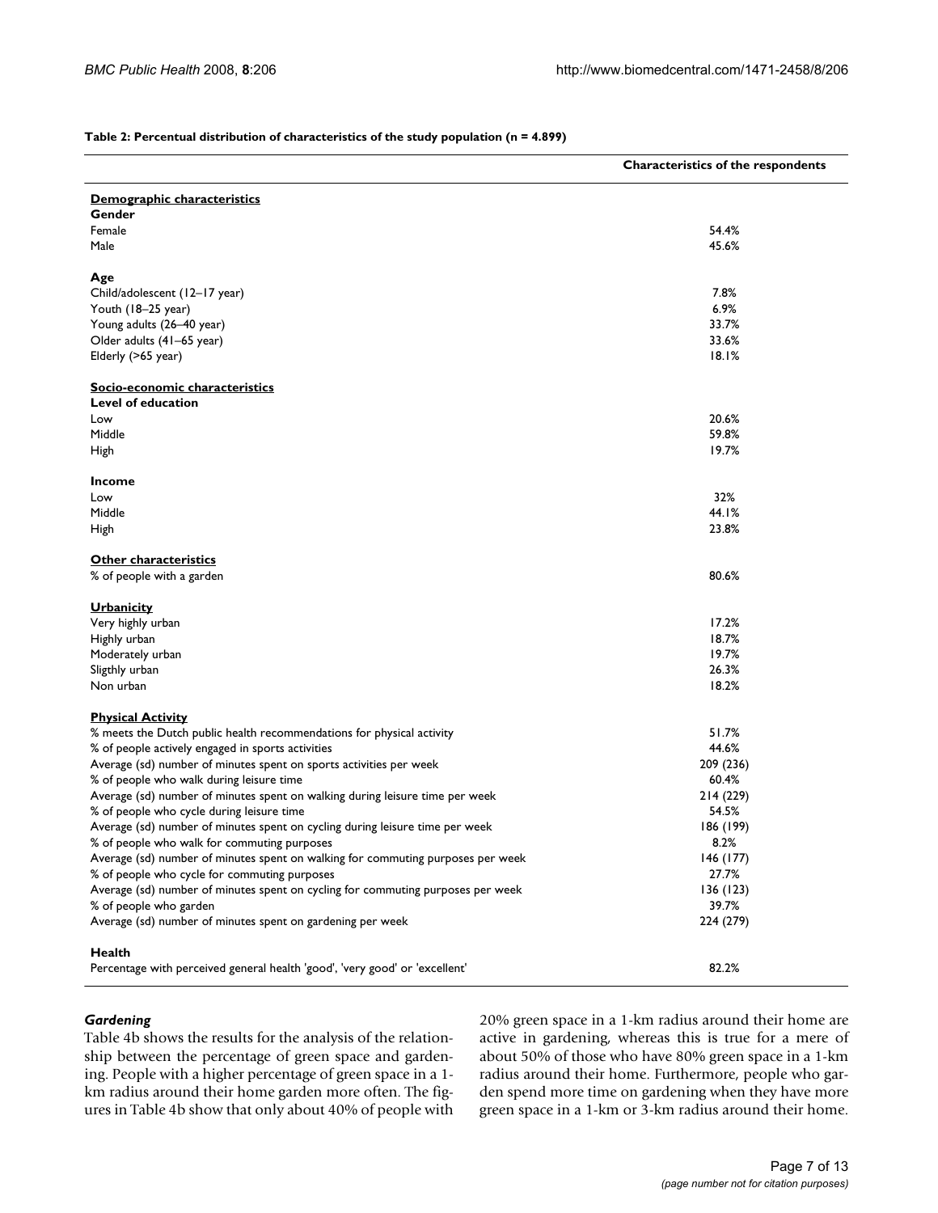**Table 2: Percentual distribution of characteristics of the study population (n = 4.899)**

| | Characteristics of the respondents |
|---|---|
| **Demographic characteristics** | |
| **Gender** | |
| Female | 54.4% |
| Male | 45.6% |
| **Age** | |
| Child/adolescent (12–17 year) | 7.8% |
| Youth (18–25 year) | 6.9% |
| Young adults (26–40 year) | 33.7% |
| Older adults (41–65 year) | 33.6% |
| Elderly (>65 year) | 18.1% |
| **Socio-economic characteristics** | |
| **Level of education** | |
| Low | 20.6% |
| Middle | 59.8% |
| High | 19.7% |
| **Income** | |
| Low | 32% |
| Middle | 44.1% |
| High | 23.8% |
| **Other characteristics** | |
| % of people with a garden | 80.6% |
| **Urbanicity** | |
| Very highly urban | 17.2% |
| Highly urban | 18.7% |
| Moderately urban | 19.7% |
| Sligthly urban | 26.3% |
| Non urban | 18.2% |
| **Physical Activity** | |
| % meets the Dutch public health recommendations for physical activity | 51.7% |
| % of people actively engaged in sports activities | 44.6% |
| Average (sd) number of minutes spent on sports activities per week | 209 (236) |
| % of people who walk during leisure time | 60.4% |
| Average (sd) number of minutes spent on walking during leisure time per week | 214 (229) |
| % of people who cycle during leisure time | 54.5% |
| Average (sd) number of minutes spent on cycling during leisure time per week | 186 (199) |
| % of people who walk for commuting purposes | 8.2% |
| Average (sd) number of minutes spent on walking for commuting purposes per week | 146 (177) |
| % of people who cycle for commuting purposes | 27.7% |
| Average (sd) number of minutes spent on cycling for commuting purposes per week | 136 (123) |
| % of people who garden | 39.7% |
| Average (sd) number of minutes spent on gardening per week | 224 (279) |
| **Health** | |
| Percentage with perceived general health 'good', 'very good' or 'excellent' | 82.2% |

### *Gardening*

Table 4b shows the results for the analysis of the relationship between the percentage of green space and gardening. People with a higher percentage of green space in a 1-km radius around their home garden more often. The figures in Table 4b show that only about 40% of people with 20% green space in a 1-km radius around their home are active in gardening, whereas this is true for a mere of about 50% of those who have 80% green space in a 1-km radius around their home. Furthermore, people who garden spend more time on gardening when they have more green space in a 1-km or 3-km radius around their home.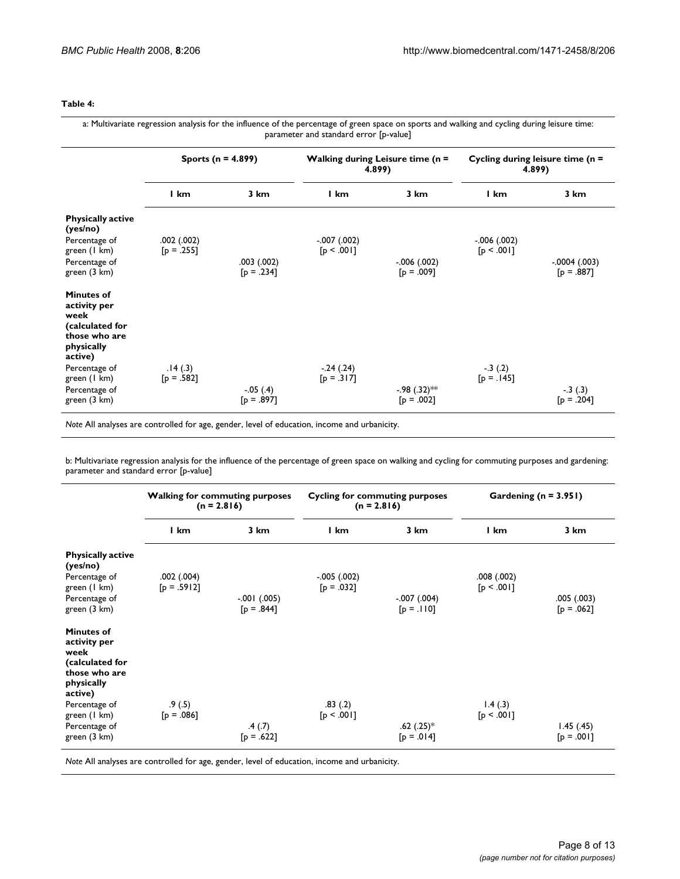**Table 4:**

a: Multivariate regression analysis for the influence of the percentage of green space on sports and walking and cycling during leisure time: parameter and standard error [p-value]

| | Sports (n = 4.899) | | Walking during Leisure time (n = 4.899) | | Cycling during leisure time (n = 4.899) | |
|---|---|---|---|---|---|---|
| | 1 km | 3 km | 1 km | 3 km | 1 km | 3 km |
| **Physically active (yes/no)** | | | | | | |
| Percentage of green (1 km) | .002 (.002) [p = .255] | | -.007 (.002) [p < .001] | | -.006 (.002) [p < .001] | |
| Percentage of green (3 km) | | .003 (.002) [p = .234] | | -.006 (.002) [p = .009] | | -.0004 (.003) [p = .887] |
| **Minutes of activity per week (calculated for those who are physically active)** | | | | | | |
| Percentage of green (1 km) | .14 (.3) [p = .582] | | -.24 (.24) [p = .317] | | -.3 (.2) [p = .145] | |
| Percentage of green (3 km) | | -.05 (.4) [p = .897] | | -.98 (.32)** [p = .002] | | -.3 (.3) [p = .204] |

*Note* All analyses are controlled for age, gender, level of education, income and urbanicity.

b: Multivariate regression analysis for the influence of the percentage of green space on walking and cycling for commuting purposes and gardening: parameter and standard error [p-value]

| | Walking for commuting purposes (n = 2.816) | | Cycling for commuting purposes (n = 2.816) | | Gardening (n = 3.951) | |
|---|---|---|---|---|---|---|
| | 1 km | 3 km | 1 km | 3 km | 1 km | 3 km |
| **Physically active (yes/no)** | | | | | | |
| Percentage of green (1 km) | .002 (.004) [p = .5912] | | -.005 (.002) [p = .032] | | .008 (.002) [p < .001] | |
| Percentage of green (3 km) | | -.001 (.005) [p = .844] | | -.007 (.004) [p = .110] | | .005 (.003) [p = .062] |
| **Minutes of activity per week (calculated for those who are physically active)** | | | | | | |
| Percentage of green (1 km) | .9 (.5) [p = .086] | | .83 (.2) [p < .001] | | 1.4 (.3) [p < .001] | |
| Percentage of green (3 km) | | .4 (.7) [p = .622] | | .62 (.25)* [p = .014] | | 1.45 (.45) [p = .001] |

*Note* All analyses are controlled for age, gender, level of education, income and urbanicity.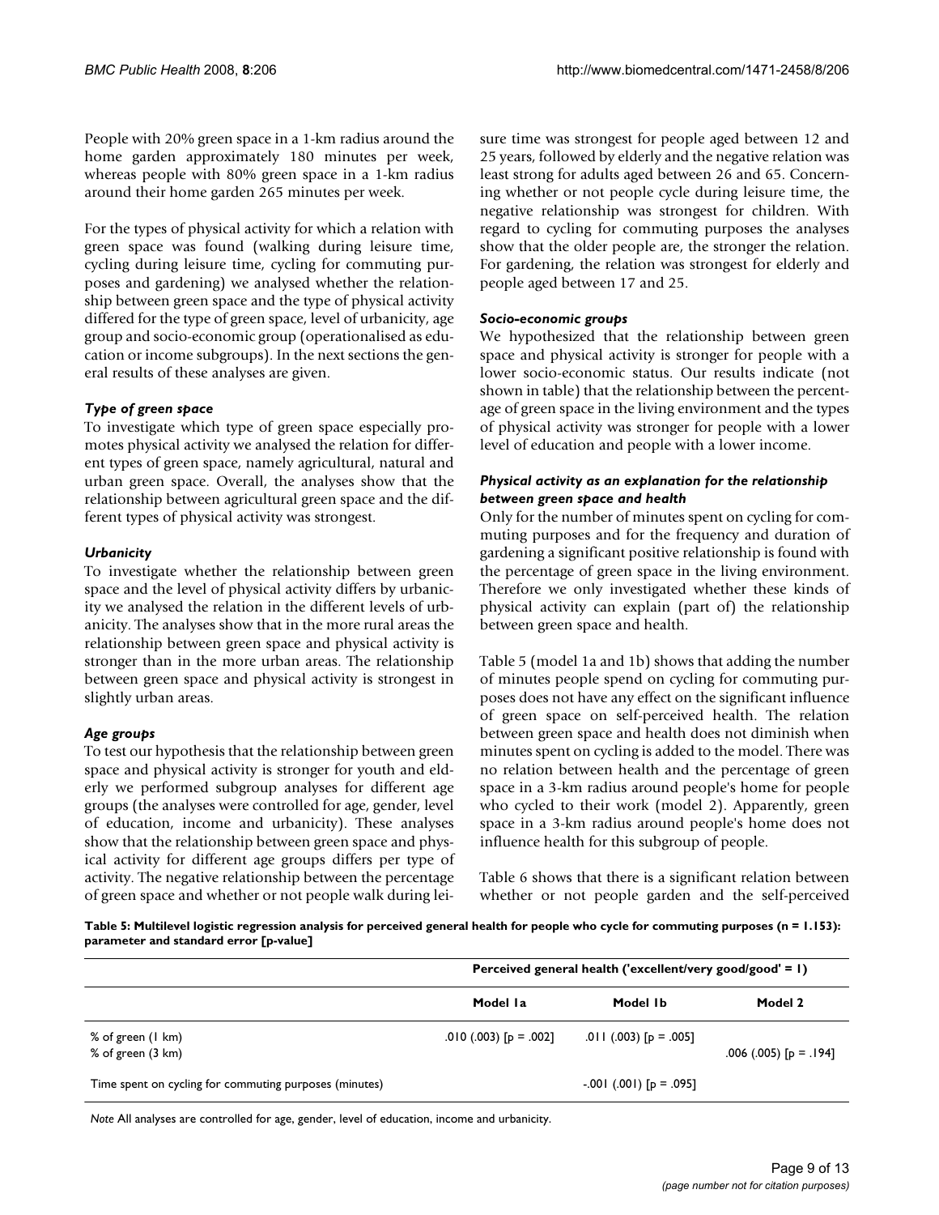People with 20% green space in a 1-km radius around the home garden approximately 180 minutes per week, whereas people with 80% green space in a 1-km radius around their home garden 265 minutes per week.

For the types of physical activity for which a relation with green space was found (walking during leisure time, cycling during leisure time, cycling for commuting purposes and gardening) we analysed whether the relationship between green space and the type of physical activity differed for the type of green space, level of urbanicity, age group and socio-economic group (operationalised as education or income subgroups). In the next sections the general results of these analyses are given.

### *Type of green space*

To investigate which type of green space especially promotes physical activity we analysed the relation for different types of green space, namely agricultural, natural and urban green space. Overall, the analyses show that the relationship between agricultural green space and the different types of physical activity was strongest.

### *Urbanicity*

To investigate whether the relationship between green space and the level of physical activity differs by urbanicity we analysed the relation in the different levels of urbanicity. The analyses show that in the more rural areas the relationship between green space and physical activity is stronger than in the more urban areas. The relationship between green space and physical activity is strongest in slightly urban areas.

### *Age groups*

To test our hypothesis that the relationship between green space and physical activity is stronger for youth and elderly we performed subgroup analyses for different age groups (the analyses were controlled for age, gender, level of education, income and urbanicity). These analyses show that the relationship between green space and physical activity for different age groups differs per type of activity. The negative relationship between the percentage of green space and whether or not people walk during leisure time was strongest for people aged between 12 and 25 years, followed by elderly and the negative relation was least strong for adults aged between 26 and 65. Concerning whether or not people cycle during leisure time, the negative relationship was strongest for children. With regard to cycling for commuting purposes the analyses show that the older people are, the stronger the relation. For gardening, the relation was strongest for elderly and people aged between 17 and 25.

### *Socio-economic groups*

We hypothesized that the relationship between green space and physical activity is stronger for people with a lower socio-economic status. Our results indicate (not shown in table) that the relationship between the percentage of green space in the living environment and the types of physical activity was stronger for people with a lower level of education and people with a lower income.

### *Physical activity as an explanation for the relationship between green space and health*

Only for the number of minutes spent on cycling for commuting purposes and for the frequency and duration of gardening a significant positive relationship is found with the percentage of green space in the living environment. Therefore we only investigated whether these kinds of physical activity can explain (part of) the relationship between green space and health.

Table 5 (model 1a and 1b) shows that adding the number of minutes people spend on cycling for commuting purposes does not have any effect on the significant influence of green space on self-perceived health. The relation between green space and health does not diminish when minutes spent on cycling is added to the model. There was no relation between health and the percentage of green space in a 3-km radius around people's home for people who cycled to their work (model 2). Apparently, green space in a 3-km radius around people's home does not influence health for this subgroup of people.

Table 6 shows that there is a significant relation between whether or not people garden and the self-perceived

**Table 5: Multilevel logistic regression analysis for perceived general health for people who cycle for commuting purposes (n = 1.153): parameter and standard error [p-value]**

| | Perceived general health ('excellent/very good/good' = 1) | | |
|---|---|---|---|
| | Model 1a | Model 1b | Model 2 |
| % of green (1 km) | .010 (.003) [p = .002] | .011 (.003) [p = .005] | |
| % of green (3 km) | | | .006 (.005) [p = .194] |
| Time spent on cycling for commuting purposes (minutes) | | -.001 (.001) [p = .095] | |

*Note* All analyses are controlled for age, gender, level of education, income and urbanicity.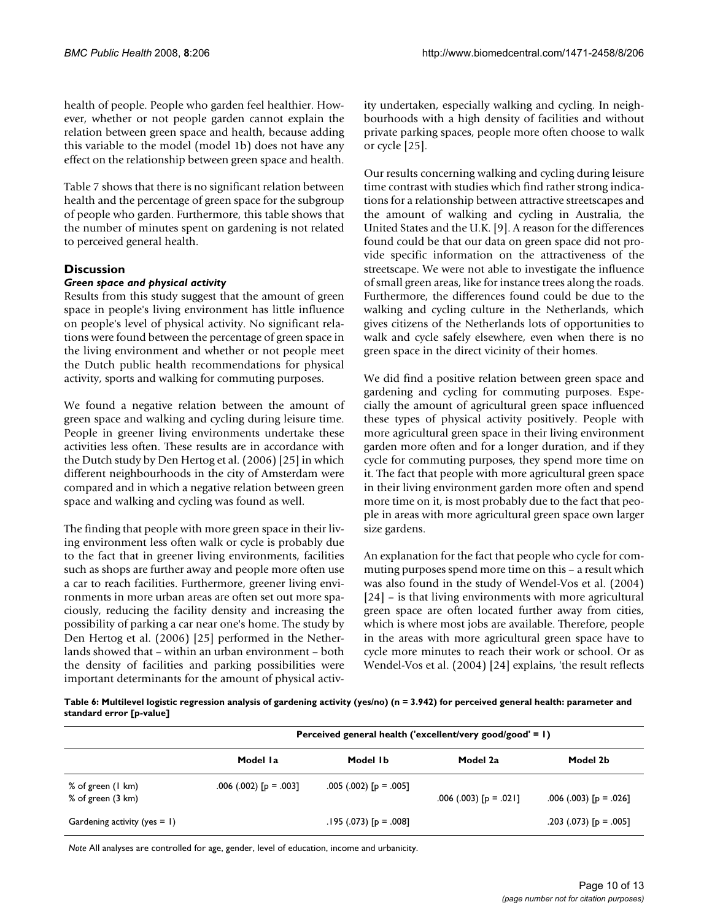health of people. People who garden feel healthier. However, whether or not people garden cannot explain the relation between green space and health, because adding this variable to the model (model 1b) does not have any effect on the relationship between green space and health.

Table 7 shows that there is no significant relation between health and the percentage of green space for the subgroup of people who garden. Furthermore, this table shows that the number of minutes spent on gardening is not related to perceived general health.

## Discussion

### *Green space and physical activity*

Results from this study suggest that the amount of green space in people's living environment has little influence on people's level of physical activity. No significant relations were found between the percentage of green space in the living environment and whether or not people meet the Dutch public health recommendations for physical activity, sports and walking for commuting purposes.

We found a negative relation between the amount of green space and walking and cycling during leisure time. People in greener living environments undertake these activities less often. These results are in accordance with the Dutch study by Den Hertog et al. (2006) [25] in which different neighbourhoods in the city of Amsterdam were compared and in which a negative relation between green space and walking and cycling was found as well.

The finding that people with more green space in their living environment less often walk or cycle is probably due to the fact that in greener living environments, facilities such as shops are further away and people more often use a car to reach facilities. Furthermore, greener living environments in more urban areas are often set out more spaciously, reducing the facility density and increasing the possibility of parking a car near one's home. The study by Den Hertog et al. (2006) [25] performed in the Netherlands showed that – within an urban environment – both the density of facilities and parking possibilities were important determinants for the amount of physical activity undertaken, especially walking and cycling. In neighbourhoods with a high density of facilities and without private parking spaces, people more often choose to walk or cycle [25].

Our results concerning walking and cycling during leisure time contrast with studies which find rather strong indications for a relationship between attractive streetscapes and the amount of walking and cycling in Australia, the United States and the U.K. [9]. A reason for the differences found could be that our data on green space did not provide specific information on the attractiveness of the streetscape. We were not able to investigate the influence of small green areas, like for instance trees along the roads. Furthermore, the differences found could be due to the walking and cycling culture in the Netherlands, which gives citizens of the Netherlands lots of opportunities to walk and cycle safely elsewhere, even when there is no green space in the direct vicinity of their homes.

We did find a positive relation between green space and gardening and cycling for commuting purposes. Especially the amount of agricultural green space influenced these types of physical activity positively. People with more agricultural green space in their living environment garden more often and for a longer duration, and if they cycle for commuting purposes, they spend more time on it. The fact that people with more agricultural green space in their living environment garden more often and spend more time on it, is most probably due to the fact that people in areas with more agricultural green space own larger size gardens.

An explanation for the fact that people who cycle for commuting purposes spend more time on this – a result which was also found in the study of Wendel-Vos et al. (2004) [24] – is that living environments with more agricultural green space are often located further away from cities, which is where most jobs are available. Therefore, people in the areas with more agricultural green space have to cycle more minutes to reach their work or school. Or as Wendel-Vos et al. (2004) [24] explains, 'the result reflects

**Table 6: Multilevel logistic regression analysis of gardening activity (yes/no) (n = 3.942) for perceived general health: parameter and standard error [p-value]**

| | Perceived general health ('excellent/very good/good' = 1) | | | |
|---|---|---|---|---|
| | **Model 1a** | **Model 1b** | **Model 2a** | **Model 2b** |
| % of green (1 km) | .006 (.002) [p = .003] | .005 (.002) [p = .005] | | |
| % of green (3 km) | | | .006 (.003) [p = .021] | .006 (.003) [p = .026] |
| Gardening activity (yes = 1) | | .195 (.073) [p = .008] | | .203 (.073) [p = .005] |

*Note* All analyses are controlled for age, gender, level of education, income and urbanicity.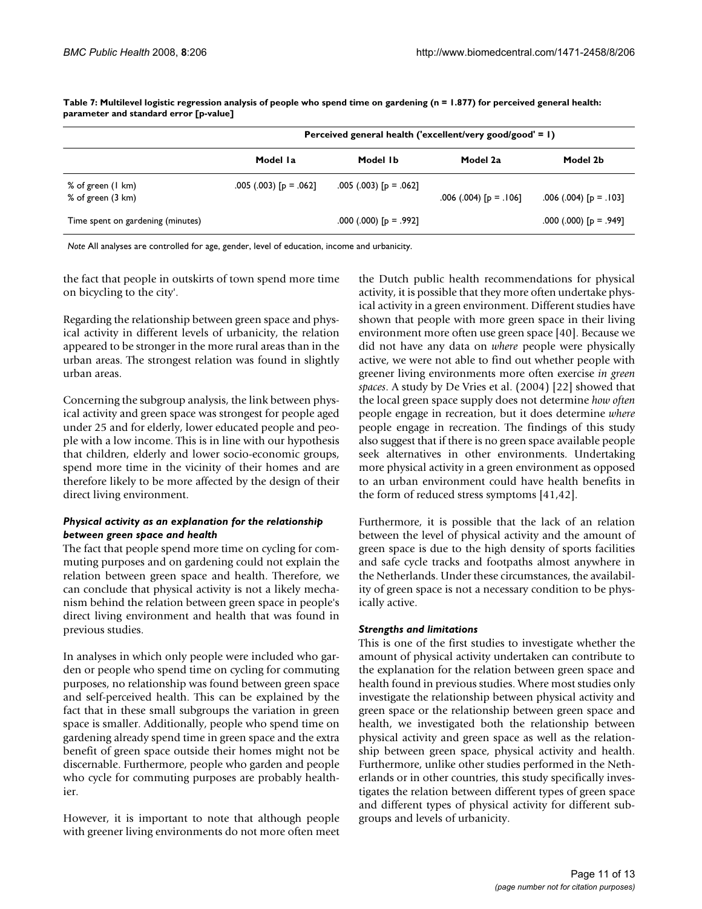**Table 7: Multilevel logistic regression analysis of people who spend time on gardening (n = 1.877) for perceived general health: parameter and standard error [p-value]**

| | Perceived general health ('excellent/very good/good' = 1) | | | |
|---|---|---|---|---|
| | Model 1a | Model 1b | Model 2a | Model 2b |
| % of green (1 km) | .005 (.003) [p = .062] | .005 (.003) [p = .062] | | |
| % of green (3 km) | | | .006 (.004) [p = .106] | .006 (.004) [p = .103] |
| Time spent on gardening (minutes) | | .000 (.000) [p = .992] | | .000 (.000) [p = .949] |

*Note* All analyses are controlled for age, gender, level of education, income and urbanicity.

the fact that people in outskirts of town spend more time on bicycling to the city'.

Regarding the relationship between green space and physical activity in different levels of urbanicity, the relation appeared to be stronger in the more rural areas than in the urban areas. The strongest relation was found in slightly urban areas.

Concerning the subgroup analysis, the link between physical activity and green space was strongest for people aged under 25 and for elderly, lower educated people and people with a low income. This is in line with our hypothesis that children, elderly and lower socio-economic groups, spend more time in the vicinity of their homes and are therefore likely to be more affected by the design of their direct living environment.

#### *Physical activity as an explanation for the relationship between green space and health*

The fact that people spend more time on cycling for commuting purposes and on gardening could not explain the relation between green space and health. Therefore, we can conclude that physical activity is not a likely mechanism behind the relation between green space in people's direct living environment and health that was found in previous studies.

In analyses in which only people were included who garden or people who spend time on cycling for commuting purposes, no relationship was found between green space and self-perceived health. This can be explained by the fact that in these small subgroups the variation in green space is smaller. Additionally, people who spend time on gardening already spend time in green space and the extra benefit of green space outside their homes might not be discernable. Furthermore, people who garden and people who cycle for commuting purposes are probably healthier.

However, it is important to note that although people with greener living environments do not more often meet the Dutch public health recommendations for physical activity, it is possible that they more often undertake physical activity in a green environment. Different studies have shown that people with more green space in their living environment more often use green space [40]. Because we did not have any data on *where* people were physically active, we were not able to find out whether people with greener living environments more often exercise *in green spaces*. A study by De Vries et al. (2004) [22] showed that the local green space supply does not determine *how often* people engage in recreation, but it does determine *where* people engage in recreation. The findings of this study also suggest that if there is no green space available people seek alternatives in other environments. Undertaking more physical activity in a green environment as opposed to an urban environment could have health benefits in the form of reduced stress symptoms [41,42].

Furthermore, it is possible that the lack of an relation between the level of physical activity and the amount of green space is due to the high density of sports facilities and safe cycle tracks and footpaths almost anywhere in the Netherlands. Under these circumstances, the availability of green space is not a necessary condition to be physically active.

#### *Strengths and limitations*

This is one of the first studies to investigate whether the amount of physical activity undertaken can contribute to the explanation for the relation between green space and health found in previous studies. Where most studies only investigate the relationship between physical activity and green space or the relationship between green space and health, we investigated both the relationship between physical activity and green space as well as the relationship between green space, physical activity and health. Furthermore, unlike other studies performed in the Netherlands or in other countries, this study specifically investigates the relation between different types of green space and different types of physical activity for different subgroups and levels of urbanicity.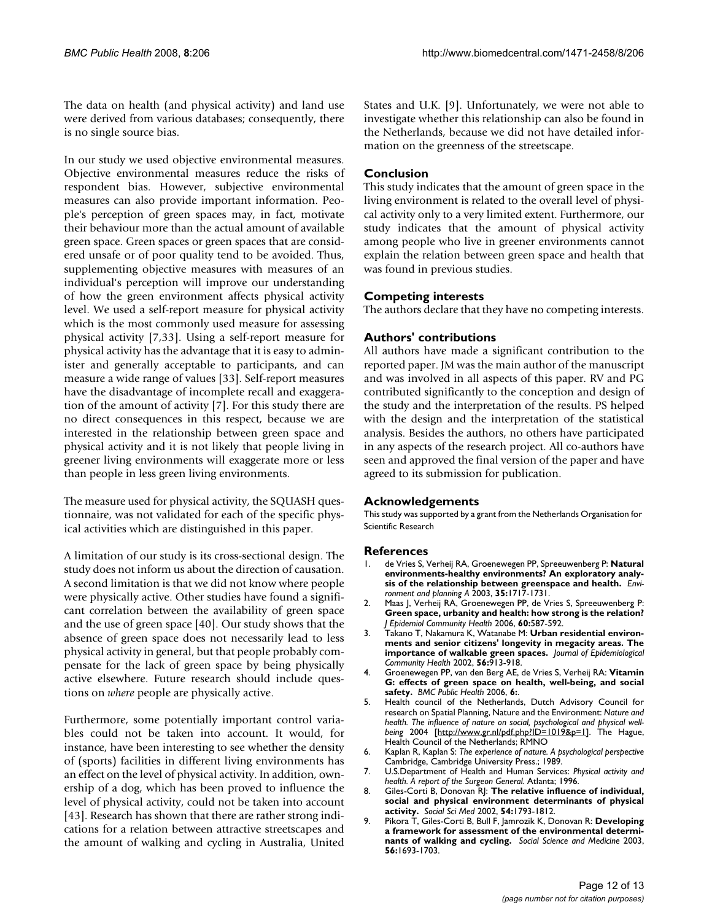The data on health (and physical activity) and land use were derived from various databases; consequently, there is no single source bias.

In our study we used objective environmental measures. Objective environmental measures reduce the risks of respondent bias. However, subjective environmental measures can also provide important information. People's perception of green spaces may, in fact, motivate their behaviour more than the actual amount of available green space. Green spaces or green spaces that are considered unsafe or of poor quality tend to be avoided. Thus, supplementing objective measures with measures of an individual's perception will improve our understanding of how the green environment affects physical activity level. We used a self-report measure for physical activity which is the most commonly used measure for assessing physical activity [7,33]. Using a self-report measure for physical activity has the advantage that it is easy to administer and generally acceptable to participants, and can measure a wide range of values [33]. Self-report measures have the disadvantage of incomplete recall and exaggeration of the amount of activity [7]. For this study there are no direct consequences in this respect, because we are interested in the relationship between green space and physical activity and it is not likely that people living in greener living environments will exaggerate more or less than people in less green living environments.

The measure used for physical activity, the SQUASH questionnaire, was not validated for each of the specific physical activities which are distinguished in this paper.

A limitation of our study is its cross-sectional design. The study does not inform us about the direction of causation. A second limitation is that we did not know where people were physically active. Other studies have found a significant correlation between the availability of green space and the use of green space [40]. Our study shows that the absence of green space does not necessarily lead to less physical activity in general, but that people probably compensate for the lack of green space by being physically active elsewhere. Future research should include questions on *where* people are physically active.

Furthermore, some potentially important control variables could not be taken into account. It would, for instance, have been interesting to see whether the density of (sports) facilities in different living environments has an effect on the level of physical activity. In addition, ownership of a dog, which has been proved to influence the level of physical activity, could not be taken into account [43]. Research has shown that there are rather strong indications for a relation between attractive streetscapes and the amount of walking and cycling in Australia, United States and U.K. [9]. Unfortunately, we were not able to investigate whether this relationship can also be found in the Netherlands, because we did not have detailed information on the greenness of the streetscape.

## Conclusion

This study indicates that the amount of green space in the living environment is related to the overall level of physical activity only to a very limited extent. Furthermore, our study indicates that the amount of physical activity among people who live in greener environments cannot explain the relation between green space and health that was found in previous studies.

## Competing interests

The authors declare that they have no competing interests.

## Authors' contributions

All authors have made a significant contribution to the reported paper. JM was the main author of the manuscript and was involved in all aspects of this paper. RV and PG contributed significantly to the conception and design of the study and the interpretation of the results. PS helped with the design and the interpretation of the statistical analysis. Besides the authors, no others have participated in any aspects of the research project. All co-authors have seen and approved the final version of the paper and have agreed to its submission for publication.

## Acknowledgements

This study was supported by a grant from the Netherlands Organisation for Scientific Research

## References

1. de Vries S, Verheij RA, Groenewegen PP, Spreeuwenberg P: **Natural environments-healthy environments? An exploratory analysis of the relationship between greenspace and health.** *Environment and planning A* 2003, **35:**1717-1731.
2. Maas J, Verheij RA, Groenewegen PP, de Vries S, Spreeuwenberg P: **Green space, urbanity and health: how strong is the relation?** *J Epidemiol Community Health* 2006, **60:**587-592.
3. Takano T, Nakamura K, Watanabe M: **Urban residential environments and senior citizens' longevity in megacity areas. The importance of walkable green spaces.** *Journal of Epidemiological Community Health* 2002, **56:**913-918.
4. Groenewegen PP, van den Berg AE, de Vries S, Verheij RA: **Vitamin G: effects of green space on health, well-being, and social safety.** *BMC Public Health* 2006, **6:**.
5. Health council of the Netherlands, Dutch Advisory Council for research on Spatial Planning, Nature and the Environment: *Nature and health. The influence of nature on social, psychological and physical well-being* 2004 [http://www.gr.nl/pdf.php?ID=1019&p=1]. The Hague, Health Council of the Netherlands; RMNO
6. Kaplan R, Kaplan S: *The experience of nature. A psychological perspective* Cambridge, Cambridge University Press.; 1989.
7. U.S.Department of Health and Human Services: *Physical activity and health. A report of the Surgeon General.* Atlanta; 1996.
8. Giles-Corti B, Donovan RJ: **The relative influence of individual, social and physical environment determinants of physical activity.** *Social Sci Med* 2002, **54:**1793-1812.
9. Pikora T, Giles-Corti B, Bull F, Jamrozik K, Donovan R: **Developing a framework for assessment of the environmental determinants of walking and cycling.** *Social Science and Medicine* 2003, **56:**1693-1703.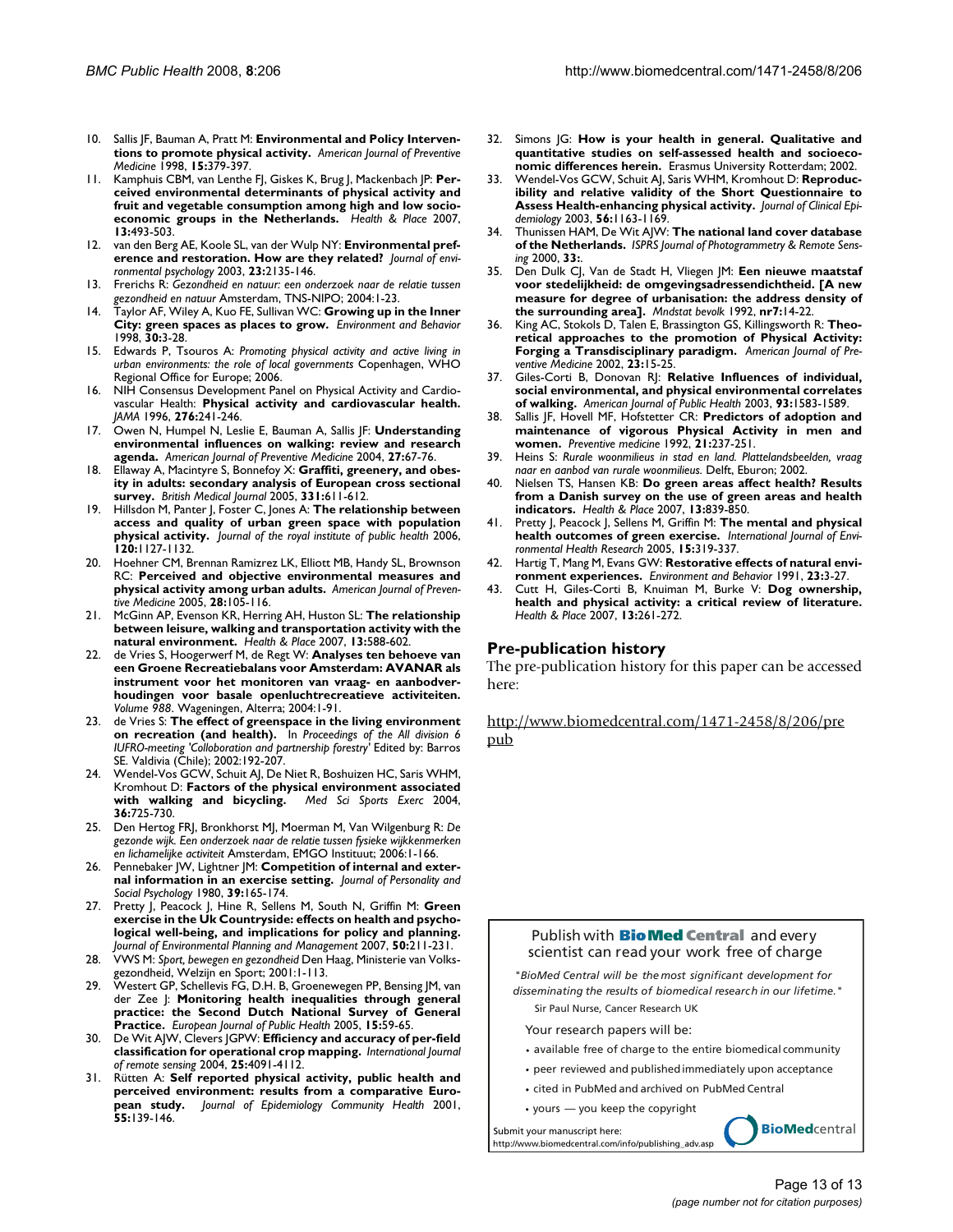10. Sallis JF, Bauman A, Pratt M: **Environmental and Policy Interventions to promote physical activity.** *American Journal of Preventive Medicine* 1998, **15:**379-397.
11. Kamphuis CBM, van Lenthe FJ, Giskes K, Brug J, Mackenbach JP: **Perceived environmental determinants of physical activity and fruit and vegetable consumption among high and low socioeconomic groups in the Netherlands.** *Health & Place* 2007, **13:**493-503.
12. van den Berg AE, Koole SL, van der Wulp NY: **Environmental preference and restoration. How are they related?** *Journal of environmental psychology* 2003, **23:**2135-146.
13. Frerichs R: *Gezondheid en natuur: een onderzoek naar de relatie tussen gezondheid en natuur* Amsterdam, TNS-NIPO; 2004:1-23.
14. Taylor AF, Wiley A, Kuo FE, Sullivan WC: **Growing up in the Inner City: green spaces as places to grow.** *Environment and Behavior* 1998, **30:**3-28.
15. Edwards P, Tsouros A: *Promoting physical activity and active living in urban environments: the role of local governments* Copenhagen, WHO Regional Office for Europe; 2006.
16. NIH Consensus Development Panel on Physical Activity and Cardiovascular Health: **Physical activity and cardiovascular health.** *JAMA* 1996, **276:**241-246.
17. Owen N, Humpel N, Leslie E, Bauman A, Sallis JF: **Understanding environmental influences on walking: review and research agenda.** *American Journal of Preventive Medicine* 2004, **27:**67-76.
18. Ellaway A, Macintyre S, Bonnefoy X: **Graffiti, greenery, and obesity in adults: secondary analysis of European cross sectional survey.** *British Medical Journal* 2005, **331:**611-612.
19. Hillsdon M, Panter J, Foster C, Jones A: **The relationship between access and quality of urban green space with population physical activity.** *Journal of the royal institute of public health* 2006, **120:**1127-1132.
20. Hoehner CM, Brennan Ramizrez LK, Elliott MB, Handy SL, Brownson RC: **Perceived and objective environmental measures and physical activity among urban adults.** *American Journal of Preventive Medicine* 2005, **28:**105-116.
21. McGinn AP, Evenson KR, Herring AH, Huston SL: **The relationship between leisure, walking and transportation activity with the natural environment.** *Health & Place* 2007, **13:**588-602.
22. de Vries S, Hoogerwerf M, de Regt W: **Analyses ten behoeve van een Groene Recreatiebalans voor Amsterdam: AVANAR als instrument voor het monitoren van vraag- en aanbodverhoudingen voor basale openluchtrecreatieve activiteiten.** *Volume 988*. Wageningen, Alterra; 2004:1-91.
23. de Vries S: **The effect of greenspace in the living environment on recreation (and health).** In *Proceedings of the All division 6 IUFRO-meeting 'Colloboration and partnership forestry'* Edited by: Barros SE. Valdivia (Chile); 2002:192-207.
24. Wendel-Vos GCW, Schuit AJ, De Niet R, Boshuizen HC, Saris WHM, Kromhout D: **Factors of the physical environment associated with walking and bicycling.** *Med Sci Sports Exerc* 2004, **36:**725-730.
25. Den Hertog FRJ, Bronkhorst MJ, Moerman M, Van Wilgenburg R: *De gezonde wijk. Een onderzoek naar de relatie tussen fysieke wijkkenmerken en lichamelijke activiteit* Amsterdam, EMGO Instituut; 2006:1-166.
26. Pennebaker JW, Lightner JM: **Competition of internal and external information in an exercise setting.** *Journal of Personality and Social Psychology* 1980, **39:**165-174.
27. Pretty J, Peacock J, Hine R, Sellens M, South N, Griffin M: **Green exercise in the Uk Countryside: effects on health and psychological well-being, and implications for policy and planning.** *Journal of Environmental Planning and Management* 2007, **50:**211-231.
28. VWS M: *Sport, bewegen en gezondheid* Den Haag, Ministerie van Volksgezondheid, Welzijn en Sport; 2001:1-113.
29. Westert GP, Schellevis FG, D.H. B, Groenewegen PP, Bensing JM, van der Zee J: **Monitoring health inequalities through general practice: the Second Dutch National Survey of General Practice.** *European Journal of Public Health* 2005, **15:**59-65.
30. De Wit AJW, Clevers JGPW: **Efficiency and accuracy of per-field classification for operational crop mapping.** *International Journal of remote sensing* 2004, **25:**4091-4112.
31. Rütten A: **Self reported physical activity, public health and perceived environment: results from a comparative European study.** *Journal of Epidemiology Community Health* 2001, **55:**139-146.
32. Simons JG: **How is your health in general. Qualitative and quantitative studies on self-assessed health and socioeconomic differences herein.** Erasmus University Rotterdam; 2002.
33. Wendel-Vos GCW, Schuit AJ, Saris WHM, Kromhout D: **Reproducibility and relative validity of the Short Questionnaire to Assess Health-enhancing physical activity.** *Journal of Clinical Epidemiology* 2003, **56:**1163-1169.
34. Thunissen HAM, De Wit AJW: **The national land cover database of the Netherlands.** *ISPRS Journal of Photogrammetry & Remote Sensing* 2000, **33:**.
35. Den Dulk CJ, Van de Stadt H, Vliegen JM: **Een nieuwe maatstaf voor stedelijkheid: de omgevingsadressendichtheid. [A new measure for degree of urbanisation: the address density of the surrounding area].** *Mndstat bevolk* 1992, **nr7:**14-22.
36. King AC, Stokols D, Talen E, Brassington GS, Killingsworth R: **Theoretical approaches to the promotion of Physical Activity: Forging a Transdisciplinary paradigm.** *American Journal of Preventive Medicine* 2002, **23:**15-25.
37. Giles-Corti B, Donovan RJ: **Relative Influences of individual, social environmental, and physical environmental correlates of walking.** *American Journal of Public Health* 2003, **93:**1583-1589.
38. Sallis JF, Hovell MF, Hofstetter CR: **Predictors of adoption and maintenance of vigorous Physical Activity in men and women.** *Preventive medicine* 1992, **21:**237-251.
39. Heins S: *Rurale woonmilieus in stad en land. Plattelandsbeelden, vraag naar en aanbod van rurale woonmilieus.* Delft, Eburon; 2002.
40. Nielsen TS, Hansen KB: **Do green areas affect health? Results from a Danish survey on the use of green areas and health indicators.** *Health & Place* 2007, **13:**839-850.
41. Pretty J, Peacock J, Sellens M, Griffin M: **The mental and physical health outcomes of green exercise.** *International Journal of Environmental Health Research* 2005, **15:**319-337.
42. Hartig T, Mang M, Evans GW: **Restorative effects of natural environment experiences.** *Environment and Behavior* 1991, **23:**3-27.
43. Cutt H, Giles-Corti B, Knuiman M, Burke V: **Dog ownership, health and physical activity: a critical review of literature.** *Health & Place* 2007, **13:**261-272.

## Pre-publication history

The pre-publication history for this paper can be accessed here:

http://www.biomedcentral.com/1471-2458/8/206/prepub

Publish with **BioMed Central** and every scientist can read your work free of charge

*"BioMed Central will be the most significant development for disseminating the results of biomedical research in our lifetime."*
Sir Paul Nurse, Cancer Research UK

Your research papers will be:

- available free of charge to the entire biomedical community
- peer reviewed and published immediately upon acceptance
- cited in PubMed and archived on PubMed Central
- yours — you keep the copyright

Submit your manuscript here:
http://www.biomedcentral.com/info/publishing_adv.asp

**BioMed**central